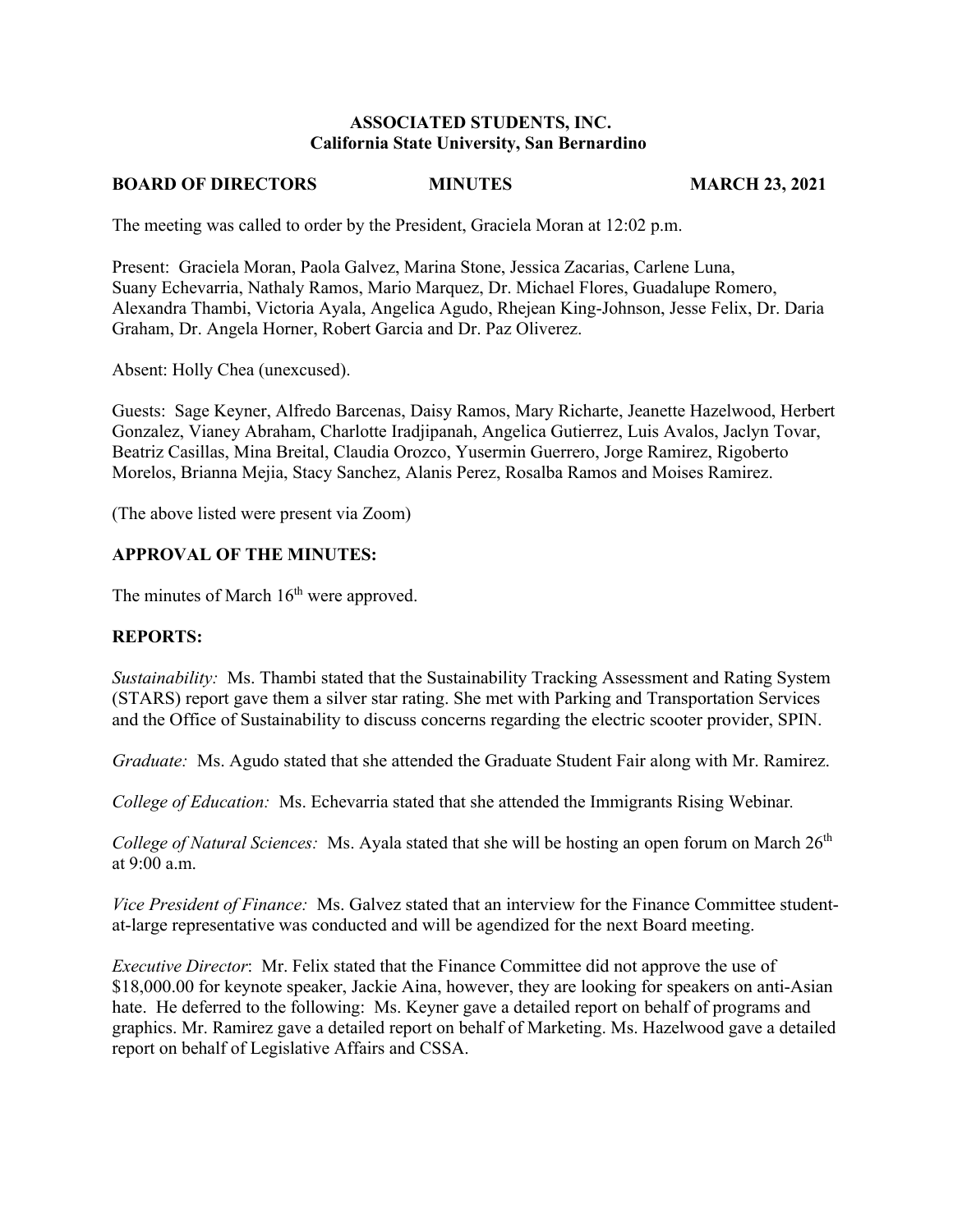**ASSOCIATED STUDENTS, INC.**
**California State University, San Bernardino**

**BOARD OF DIRECTORS MINUTES MARCH 23, 2021**

The meeting was called to order by the President, Graciela Moran at 12:02 p.m.

Present: Graciela Moran, Paola Galvez, Marina Stone, Jessica Zacarias, Carlene Luna, Suany Echevarria, Nathaly Ramos, Mario Marquez, Dr. Michael Flores, Guadalupe Romero, Alexandra Thambi, Victoria Ayala, Angelica Agudo, Rhejean King-Johnson, Jesse Felix, Dr. Daria Graham, Dr. Angela Horner, Robert Garcia and Dr. Paz Oliverez.

Absent: Holly Chea (unexcused).

Guests: Sage Keyner, Alfredo Barcenas, Daisy Ramos, Mary Richarte, Jeanette Hazelwood, Herbert Gonzalez, Vianey Abraham, Charlotte Iradjipanah, Angelica Gutierrez, Luis Avalos, Jaclyn Tovar, Beatriz Casillas, Mina Breital, Claudia Orozco, Yusermin Guerrero, Jorge Ramirez, Rigoberto Morelos, Brianna Mejia, Stacy Sanchez, Alanis Perez, Rosalba Ramos and Moises Ramirez.

(The above listed were present via Zoom)

**APPROVAL OF THE MINUTES:**

The minutes of March 16th were approved.

**REPORTS:**

*Sustainability:* Ms. Thambi stated that the Sustainability Tracking Assessment and Rating System (STARS) report gave them a silver star rating. She met with Parking and Transportation Services and the Office of Sustainability to discuss concerns regarding the electric scooter provider, SPIN.

*Graduate:* Ms. Agudo stated that she attended the Graduate Student Fair along with Mr. Ramirez.

*College of Education:* Ms. Echevarria stated that she attended the Immigrants Rising Webinar.

*College of Natural Sciences:* Ms. Ayala stated that she will be hosting an open forum on March 26th at 9:00 a.m.

*Vice President of Finance:* Ms. Galvez stated that an interview for the Finance Committee student-at-large representative was conducted and will be agendized for the next Board meeting.

*Executive Director*: Mr. Felix stated that the Finance Committee did not approve the use of $18,000.00 for keynote speaker, Jackie Aina, however, they are looking for speakers on anti-Asian hate. He deferred to the following: Ms. Keyner gave a detailed report on behalf of programs and graphics. Mr. Ramirez gave a detailed report on behalf of Marketing. Ms. Hazelwood gave a detailed report on behalf of Legislative Affairs and CSSA.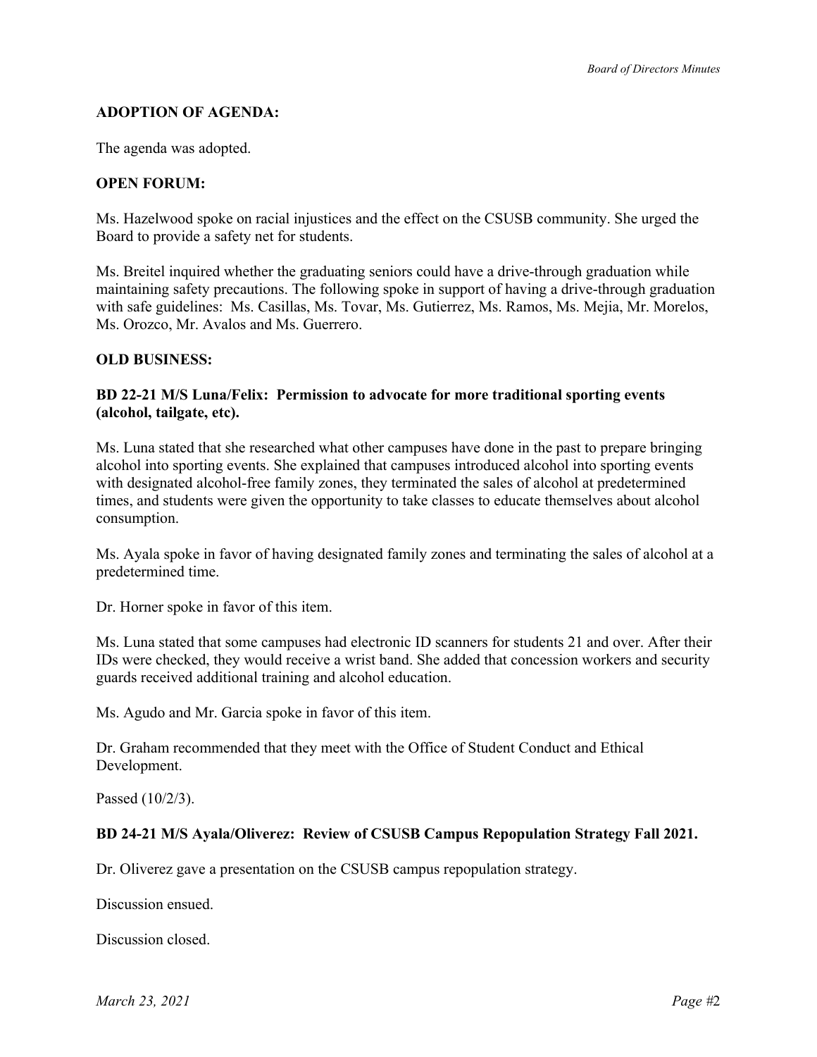**ADOPTION OF AGENDA:**

The agenda was adopted.

**OPEN FORUM:**

Ms. Hazelwood spoke on racial injustices and the effect on the CSUSB community. She urged the Board to provide a safety net for students.

Ms. Breitel inquired whether the graduating seniors could have a drive-through graduation while maintaining safety precautions. The following spoke in support of having a drive-through graduation with safe guidelines: Ms. Casillas, Ms. Tovar, Ms. Gutierrez, Ms. Ramos, Ms. Mejia, Mr. Morelos, Ms. Orozco, Mr. Avalos and Ms. Guerrero.

**OLD BUSINESS:**

**BD 22-21 M/S Luna/Felix: Permission to advocate for more traditional sporting events (alcohol, tailgate, etc).**

Ms. Luna stated that she researched what other campuses have done in the past to prepare bringing alcohol into sporting events. She explained that campuses introduced alcohol into sporting events with designated alcohol-free family zones, they terminated the sales of alcohol at predetermined times, and students were given the opportunity to take classes to educate themselves about alcohol consumption.

Ms. Ayala spoke in favor of having designated family zones and terminating the sales of alcohol at a predetermined time.

Dr. Horner spoke in favor of this item.

Ms. Luna stated that some campuses had electronic ID scanners for students 21 and over. After their IDs were checked, they would receive a wrist band. She added that concession workers and security guards received additional training and alcohol education.

Ms. Agudo and Mr. Garcia spoke in favor of this item.

Dr. Graham recommended that they meet with the Office of Student Conduct and Ethical Development.

Passed (10/2/3).

**BD 24-21 M/S Ayala/Oliverez: Review of CSUSB Campus Repopulation Strategy Fall 2021.**

Dr. Oliverez gave a presentation on the CSUSB campus repopulation strategy.

Discussion ensued.

Discussion closed.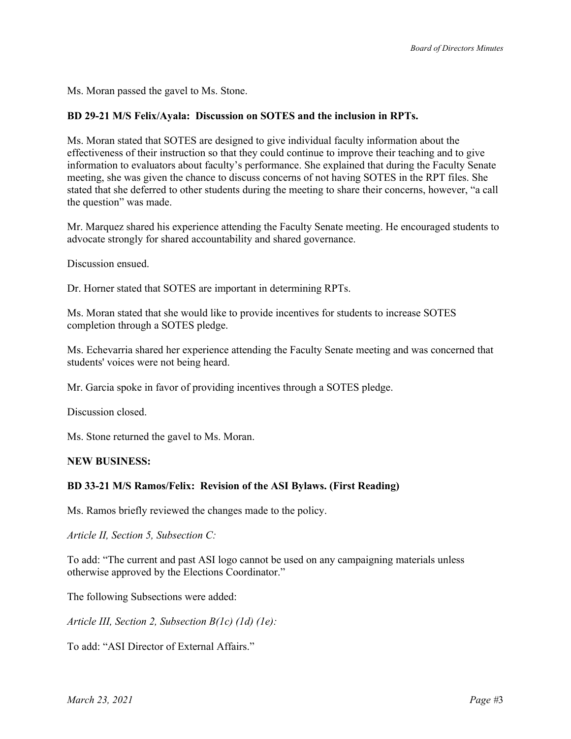Ms. Moran passed the gavel to Ms. Stone.

**BD 29-21 M/S Felix/Ayala: Discussion on SOTES and the inclusion in RPTs.**

Ms. Moran stated that SOTES are designed to give individual faculty information about the effectiveness of their instruction so that they could continue to improve their teaching and to give information to evaluators about faculty's performance. She explained that during the Faculty Senate meeting, she was given the chance to discuss concerns of not having SOTES in the RPT files. She stated that she deferred to other students during the meeting to share their concerns, however, "a call the question" was made.

Mr. Marquez shared his experience attending the Faculty Senate meeting. He encouraged students to advocate strongly for shared accountability and shared governance.

Discussion ensued.

Dr. Horner stated that SOTES are important in determining RPTs.

Ms. Moran stated that she would like to provide incentives for students to increase SOTES completion through a SOTES pledge.

Ms. Echevarria shared her experience attending the Faculty Senate meeting and was concerned that students' voices were not being heard.

Mr. Garcia spoke in favor of providing incentives through a SOTES pledge.

Discussion closed.

Ms. Stone returned the gavel to Ms. Moran.

**NEW BUSINESS:**

**BD 33-21 M/S Ramos/Felix: Revision of the ASI Bylaws. (First Reading)**

Ms. Ramos briefly reviewed the changes made to the policy.

*Article II, Section 5, Subsection C:*

To add: "The current and past ASI logo cannot be used on any campaigning materials unless otherwise approved by the Elections Coordinator."

The following Subsections were added:

*Article III, Section 2, Subsection B(1c) (1d) (1e):*

To add: "ASI Director of External Affairs."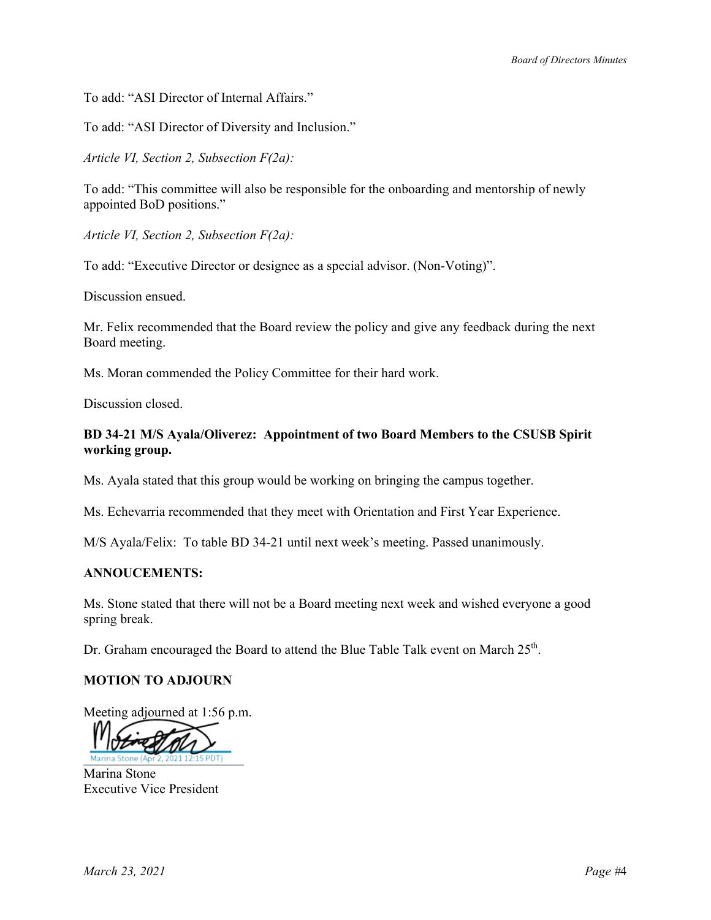To add: "ASI Director of Internal Affairs."

To add: "ASI Director of Diversity and Inclusion."

*Article VI, Section 2, Subsection F(2a):*

To add: "This committee will also be responsible for the onboarding and mentorship of newly appointed BoD positions."

*Article VI, Section 2, Subsection F(2a):*

To add: "Executive Director or designee as a special advisor. (Non-Voting)".

Discussion ensued.

Mr. Felix recommended that the Board review the policy and give any feedback during the next Board meeting.

Ms. Moran commended the Policy Committee for their hard work.

Discussion closed.

**BD 34-21 M/S Ayala/Oliverez: Appointment of two Board Members to the CSUSB Spirit working group.**

Ms. Ayala stated that this group would be working on bringing the campus together.

Ms. Echevarria recommended that they meet with Orientation and First Year Experience.

M/S Ayala/Felix: To table BD 34-21 until next week's meeting. Passed unanimously.

**ANNOUCEMENTS:**

Ms. Stone stated that there will not be a Board meeting next week and wished everyone a good spring break.

Dr. Graham encouraged the Board to attend the Blue Table Talk event on March 25th.

**MOTION TO ADJOURN**

Meeting adjourned at 1:56 p.m.

Marina Stone (Apr 2, 2021 12:15 PDT)

Marina Stone
Executive Vice President